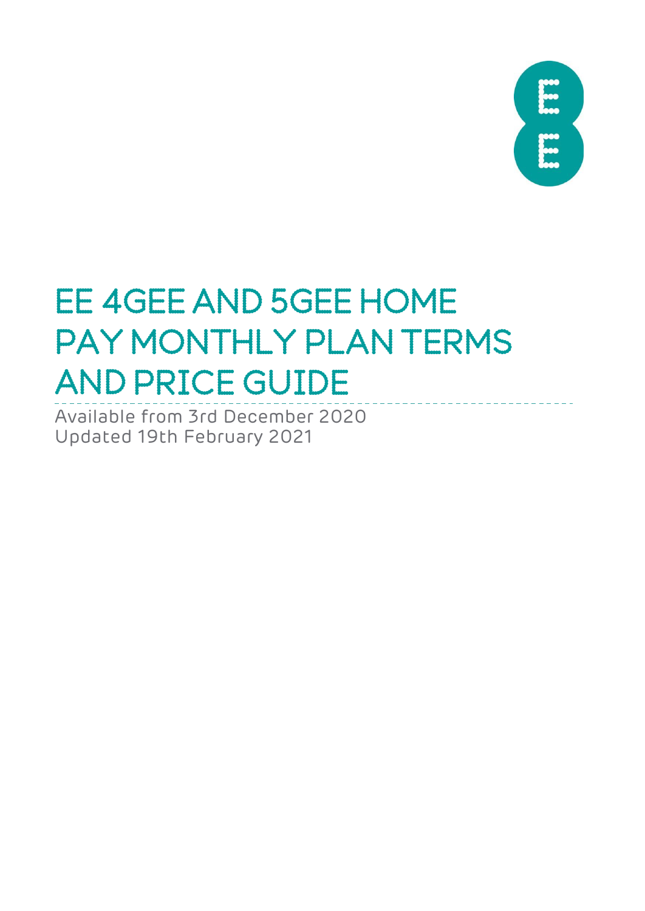# EE 4GEE AND 5GEE HOME PAY MONTHLY PLAN TERMS AND PRICE GUIDE

Available from 3rd December 2020
Updated 19th February 2021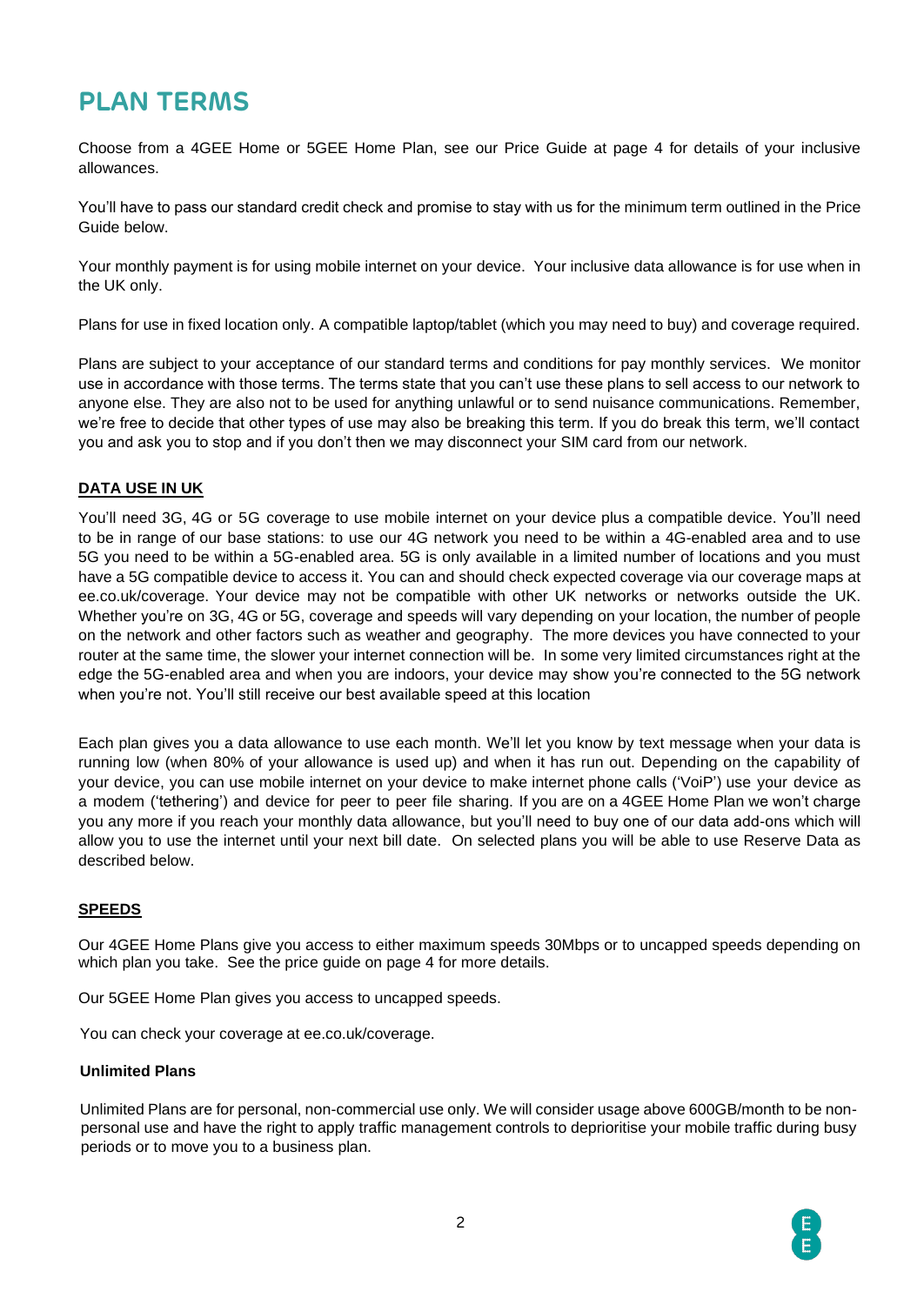# PLAN TERMS

Choose from a 4GEE Home or 5GEE Home Plan, see our Price Guide at page 4 for details of your inclusive allowances.

You'll have to pass our standard credit check and promise to stay with us for the minimum term outlined in the Price Guide below.

Your monthly payment is for using mobile internet on your device. Your inclusive data allowance is for use when in the UK only.

Plans for use in fixed location only. A compatible laptop/tablet (which you may need to buy) and coverage required.

Plans are subject to your acceptance of our standard terms and conditions for pay monthly services. We monitor use in accordance with those terms. The terms state that you can't use these plans to sell access to our network to anyone else. They are also not to be used for anything unlawful or to send nuisance communications. Remember, we're free to decide that other types of use may also be breaking this term. If you do break this term, we'll contact you and ask you to stop and if you don't then we may disconnect your SIM card from our network.

## DATA USE IN UK

You'll need 3G, 4G or 5G coverage to use mobile internet on your device plus a compatible device. You'll need to be in range of our base stations: to use our 4G network you need to be within a 4G-enabled area and to use 5G you need to be within a 5G-enabled area. 5G is only available in a limited number of locations and you must have a 5G compatible device to access it. You can and should check expected coverage via our coverage maps at ee.co.uk/coverage. Your device may not be compatible with other UK networks or networks outside the UK. Whether you're on 3G, 4G or 5G, coverage and speeds will vary depending on your location, the number of people on the network and other factors such as weather and geography. The more devices you have connected to your router at the same time, the slower your internet connection will be. In some very limited circumstances right at the edge the 5G-enabled area and when you are indoors, your device may show you're connected to the 5G network when you're not. You'll still receive our best available speed at this location

Each plan gives you a data allowance to use each month. We'll let you know by text message when your data is running low (when 80% of your allowance is used up) and when it has run out. Depending on the capability of your device, you can use mobile internet on your device to make internet phone calls ('VoiP') use your device as a modem ('tethering') and device for peer to peer file sharing. If you are on a 4GEE Home Plan we won't charge you any more if you reach your monthly data allowance, but you'll need to buy one of our data add-ons which will allow you to use the internet until your next bill date. On selected plans you will be able to use Reserve Data as described below.

## SPEEDS

Our 4GEE Home Plans give you access to either maximum speeds 30Mbps or to uncapped speeds depending on which plan you take. See the price guide on page 4 for more details.

Our 5GEE Home Plan gives you access to uncapped speeds.

You can check your coverage at ee.co.uk/coverage.

### Unlimited Plans

Unlimited Plans are for personal, non-commercial use only. We will consider usage above 600GB/month to be non-personal use and have the right to apply traffic management controls to deprioritise your mobile traffic during busy periods or to move you to a business plan.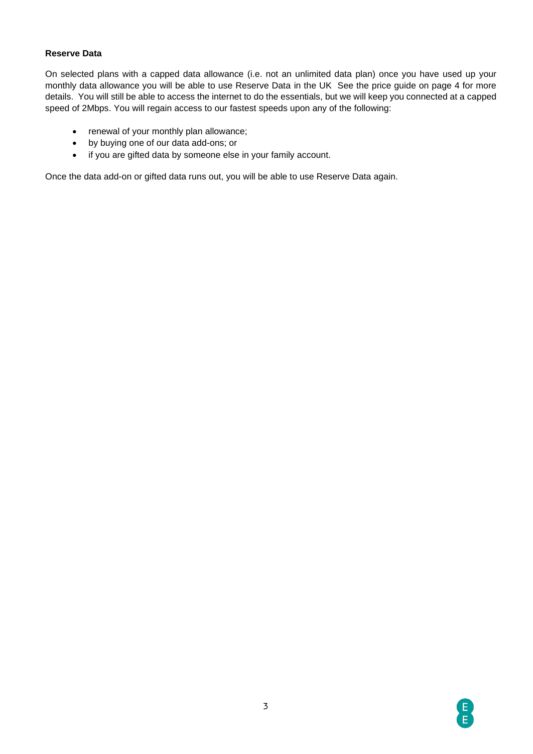**Reserve Data**

On selected plans with a capped data allowance (i.e. not an unlimited data plan) once you have used up your monthly data allowance you will be able to use Reserve Data in the UK  See the price guide on page 4 for more details.  You will still be able to access the internet to do the essentials, but we will keep you connected at a capped speed of 2Mbps. You will regain access to our fastest speeds upon any of the following:

- renewal of your monthly plan allowance;
- by buying one of our data add-ons; or
- if you are gifted data by someone else in your family account.

Once the data add-on or gifted data runs out, you will be able to use Reserve Data again.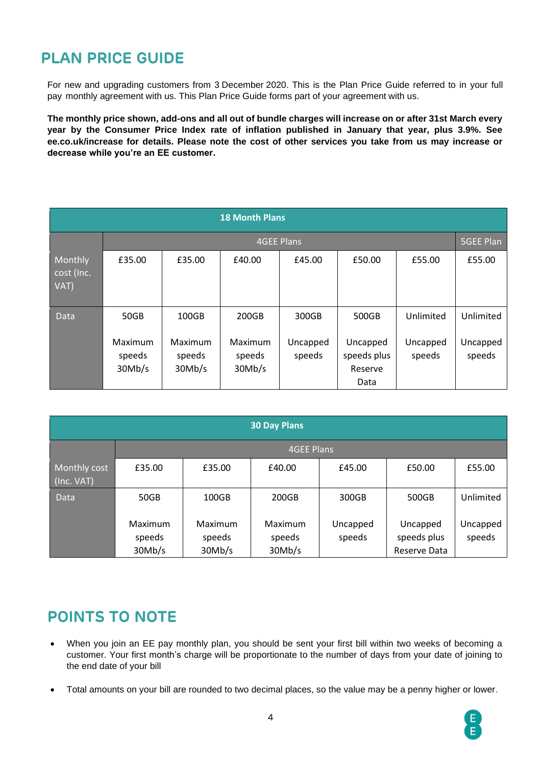## PLAN PRICE GUIDE

For new and upgrading customers from 3 December 2020. This is the Plan Price Guide referred to in your full pay monthly agreement with us. This Plan Price Guide forms part of your agreement with us.

**The monthly price shown, add-ons and all out of bundle charges will increase on or after 31st March every year by the Consumer Price Index rate of inflation published in January that year, plus 3.9%. See ee.co.uk/increase for details. Please note the cost of other services you take from us may increase or decrease while you're an EE customer.**

| 18 Month Plans | | | | | | | |
|---|---|---|---|---|---|---|---|
| | 4GEE Plans | | | | | | 5GEE Plan |
| Monthly cost (Inc. VAT) | £35.00 | £35.00 | £40.00 | £45.00 | £50.00 | £55.00 | £55.00 |
| Data | 50GB<br><br>Maximum speeds 30Mb/s | 100GB<br><br>Maximum speeds 30Mb/s | 200GB<br><br>Maximum speeds 30Mb/s | 300GB<br><br>Uncapped speeds | 500GB<br><br>Uncapped speeds plus Reserve Data | Unlimited<br><br>Uncapped speeds | Unlimited<br><br>Uncapped speeds |

| 30 Day Plans | | | | | | |
|---|---|---|---|---|---|---|
| | 4GEE Plans | | | | | |
| Monthly cost (Inc. VAT) | £35.00 | £35.00 | £40.00 | £45.00 | £50.00 | £55.00 |
| Data | 50GB<br><br>Maximum speeds 30Mb/s | 100GB<br><br>Maximum speeds 30Mb/s | 200GB<br><br>Maximum speeds 30Mb/s | 300GB<br><br>Uncapped speeds | 500GB<br><br>Uncapped speeds plus Reserve Data | Unlimited<br><br>Uncapped speeds |

## POINTS TO NOTE

- When you join an EE pay monthly plan, you should be sent your first bill within two weeks of becoming a customer. Your first month's charge will be proportionate to the number of days from your date of joining to the end date of your bill
- Total amounts on your bill are rounded to two decimal places, so the value may be a penny higher or lower.